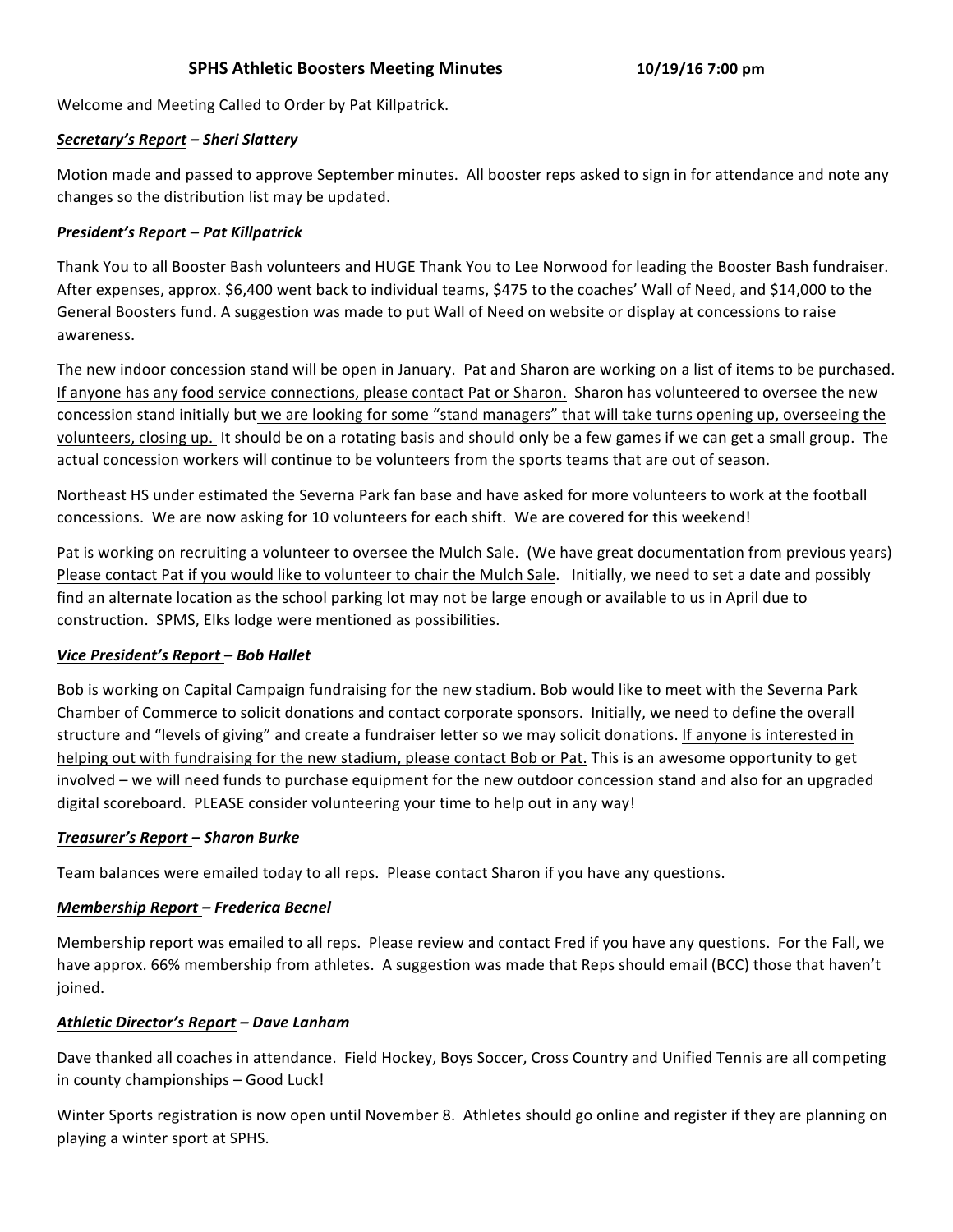**SPHS Athletic Boosters Meeting Minutes** **10/19/16 7:00 pm**

Welcome and Meeting Called to Order by Pat Killpatrick.

***<u>Secretary's Report</u> – Sheri Slattery***

Motion made and passed to approve September minutes. All booster reps asked to sign in for attendance and note any changes so the distribution list may be updated.

***<u>President's Report</u> – Pat Killpatrick***

Thank You to all Booster Bash volunteers and HUGE Thank You to Lee Norwood for leading the Booster Bash fundraiser. After expenses, approx. $6,400 went back to individual teams, $475 to the coaches' Wall of Need, and $14,000 to the General Boosters fund. A suggestion was made to put Wall of Need on website or display at concessions to raise awareness.

The new indoor concession stand will be open in January. Pat and Sharon are working on a list of items to be purchased. <u>If anyone has any food service connections, please contact Pat or Sharon.</u> Sharon has volunteered to oversee the new concession stand initially but <u>we are looking for some "stand managers" that will take turns opening up, overseeing the volunteers, closing up.</u> It should be on a rotating basis and should only be a few games if we can get a small group. The actual concession workers will continue to be volunteers from the sports teams that are out of season.

Northeast HS under estimated the Severna Park fan base and have asked for more volunteers to work at the football concessions. We are now asking for 10 volunteers for each shift. We are covered for this weekend!

Pat is working on recruiting a volunteer to oversee the Mulch Sale. (We have great documentation from previous years) <u>Please contact Pat if you would like to volunteer to chair the Mulch Sale</u>. Initially, we need to set a date and possibly find an alternate location as the school parking lot may not be large enough or available to us in April due to construction. SPMS, Elks lodge were mentioned as possibilities.

***<u>Vice President's Report</u> – Bob Hallet***

Bob is working on Capital Campaign fundraising for the new stadium. Bob would like to meet with the Severna Park Chamber of Commerce to solicit donations and contact corporate sponsors. Initially, we need to define the overall structure and "levels of giving" and create a fundraiser letter so we may solicit donations. <u>If anyone is interested in helping out with fundraising for the new stadium, please contact Bob or Pat.</u> This is an awesome opportunity to get involved – we will need funds to purchase equipment for the new outdoor concession stand and also for an upgraded digital scoreboard. PLEASE consider volunteering your time to help out in any way!

***<u>Treasurer's Report</u> – Sharon Burke***

Team balances were emailed today to all reps. Please contact Sharon if you have any questions.

***<u>Membership Report</u> – Frederica Becnel***

Membership report was emailed to all reps. Please review and contact Fred if you have any questions. For the Fall, we have approx. 66% membership from athletes. A suggestion was made that Reps should email (BCC) those that haven't joined.

***<u>Athletic Director's Report</u> – Dave Lanham***

Dave thanked all coaches in attendance. Field Hockey, Boys Soccer, Cross Country and Unified Tennis are all competing in county championships – Good Luck!

Winter Sports registration is now open until November 8. Athletes should go online and register if they are planning on playing a winter sport at SPHS.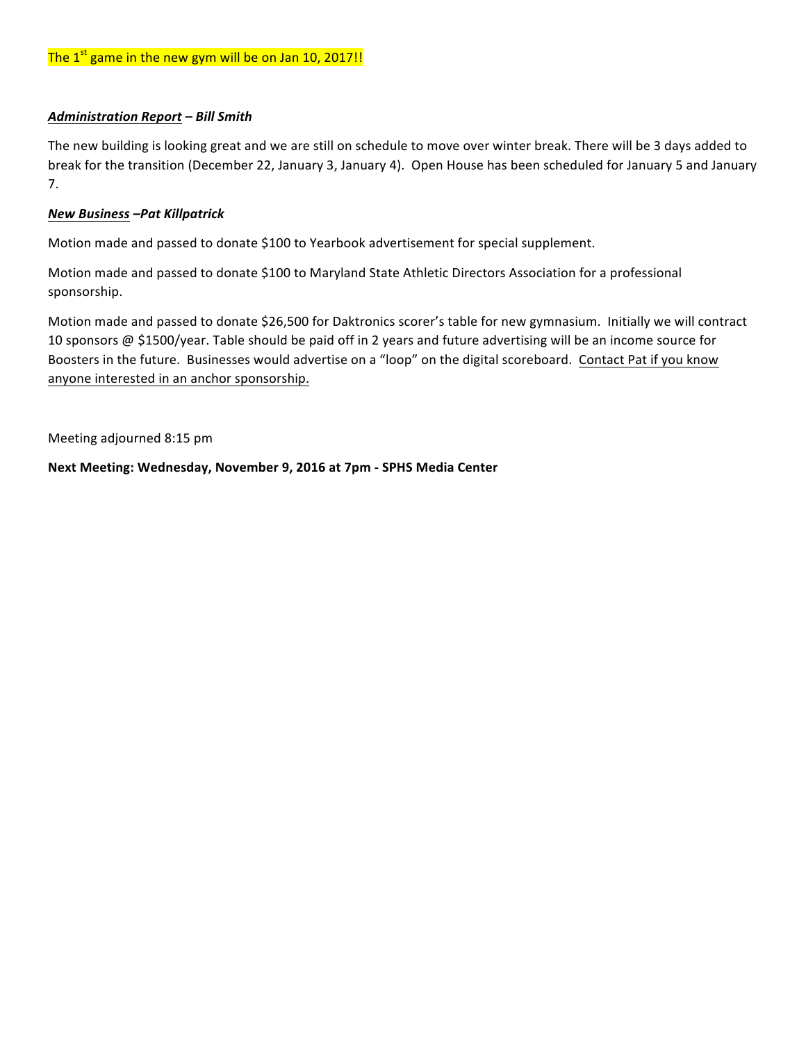The 1st game in the new gym will be on Jan 10, 2017!!

***Administration Report* – Bill Smith**

The new building is looking great and we are still on schedule to move over winter break. There will be 3 days added to break for the transition (December 22, January 3, January 4). Open House has been scheduled for January 5 and January 7.

***New Business* –Pat Killpatrick**

Motion made and passed to donate $100 to Yearbook advertisement for special supplement.

Motion made and passed to donate $100 to Maryland State Athletic Directors Association for a professional sponsorship.

Motion made and passed to donate $26,500 for Daktronics scorer's table for new gymnasium. Initially we will contract 10 sponsors @ $1500/year. Table should be paid off in 2 years and future advertising will be an income source for Boosters in the future. Businesses would advertise on a "loop" on the digital scoreboard. Contact Pat if you know anyone interested in an anchor sponsorship.

Meeting adjourned 8:15 pm

**Next Meeting: Wednesday, November 9, 2016 at 7pm - SPHS Media Center**